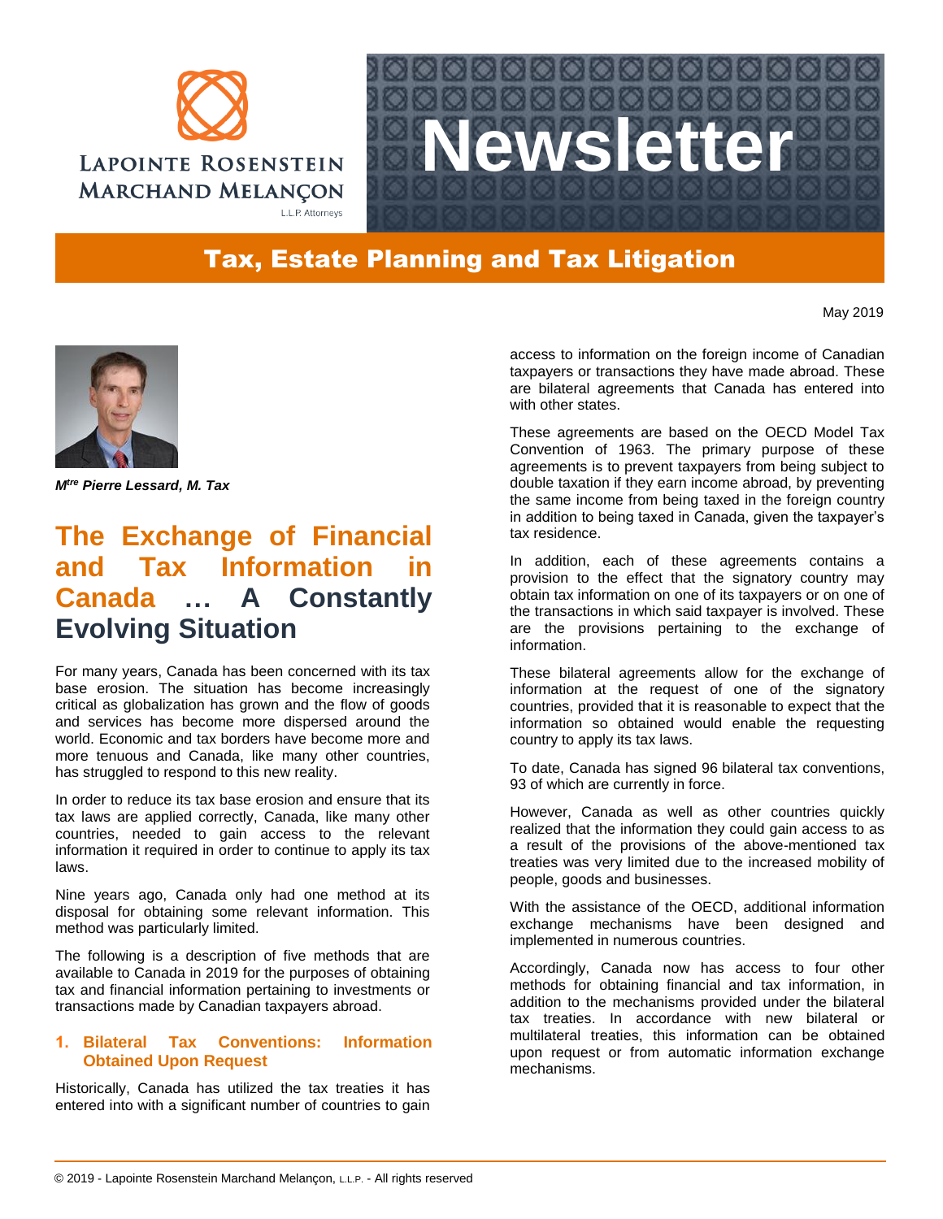# Newsletter

## Tax, Estate Planning and Tax Litigation

May 2019

***M**tre* ***Pierre Lessard, M. Tax***

# The Exchange of Financial and Tax Information in Canada … A Constantly Evolving Situation

For many years, Canada has been concerned with its tax base erosion. The situation has become increasingly critical as globalization has grown and the flow of goods and services has become more dispersed around the world. Economic and tax borders have become more and more tenuous and Canada, like many other countries, has struggled to respond to this new reality.

In order to reduce its tax base erosion and ensure that its tax laws are applied correctly, Canada, like many other countries, needed to gain access to the relevant information it required in order to continue to apply its tax laws.

Nine years ago, Canada only had one method at its disposal for obtaining some relevant information. This method was particularly limited.

The following is a description of five methods that are available to Canada in 2019 for the purposes of obtaining tax and financial information pertaining to investments or transactions made by Canadian taxpayers abroad.

### 1. Bilateral Tax Conventions: Information Obtained Upon Request

Historically, Canada has utilized the tax treaties it has entered into with a significant number of countries to gain access to information on the foreign income of Canadian taxpayers or transactions they have made abroad. These are bilateral agreements that Canada has entered into with other states.

These agreements are based on the OECD Model Tax Convention of 1963. The primary purpose of these agreements is to prevent taxpayers from being subject to double taxation if they earn income abroad, by preventing the same income from being taxed in the foreign country in addition to being taxed in Canada, given the taxpayer's tax residence.

In addition, each of these agreements contains a provision to the effect that the signatory country may obtain tax information on one of its taxpayers or on one of the transactions in which said taxpayer is involved. These are the provisions pertaining to the exchange of information.

These bilateral agreements allow for the exchange of information at the request of one of the signatory countries, provided that it is reasonable to expect that the information so obtained would enable the requesting country to apply its tax laws.

To date, Canada has signed 96 bilateral tax conventions, 93 of which are currently in force.

However, Canada as well as other countries quickly realized that the information they could gain access to as a result of the provisions of the above-mentioned tax treaties was very limited due to the increased mobility of people, goods and businesses.

With the assistance of the OECD, additional information exchange mechanisms have been designed and implemented in numerous countries.

Accordingly, Canada now has access to four other methods for obtaining financial and tax information, in addition to the mechanisms provided under the bilateral tax treaties. In accordance with new bilateral or multilateral treaties, this information can be obtained upon request or from automatic information exchange mechanisms.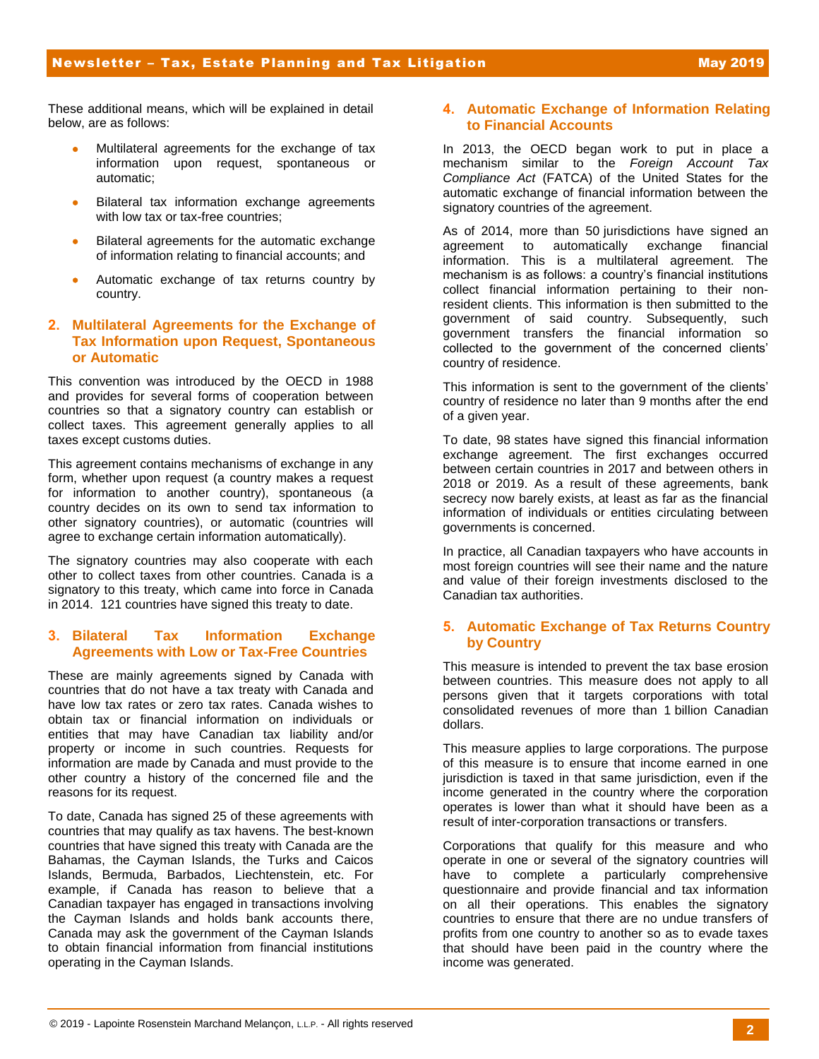These additional means, which will be explained in detail below, are as follows:

- Multilateral agreements for the exchange of tax information upon request, spontaneous or automatic;
- Bilateral tax information exchange agreements with low tax or tax-free countries;
- Bilateral agreements for the automatic exchange of information relating to financial accounts; and
- Automatic exchange of tax returns country by country.

## 2. Multilateral Agreements for the Exchange of Tax Information upon Request, Spontaneous or Automatic

This convention was introduced by the OECD in 1988 and provides for several forms of cooperation between countries so that a signatory country can establish or collect taxes. This agreement generally applies to all taxes except customs duties.

This agreement contains mechanisms of exchange in any form, whether upon request (a country makes a request for information to another country), spontaneous (a country decides on its own to send tax information to other signatory countries), or automatic (countries will agree to exchange certain information automatically).

The signatory countries may also cooperate with each other to collect taxes from other countries. Canada is a signatory to this treaty, which came into force in Canada in 2014. 121 countries have signed this treaty to date.

## 3. Bilateral Tax Information Exchange Agreements with Low or Tax-Free Countries

These are mainly agreements signed by Canada with countries that do not have a tax treaty with Canada and have low tax rates or zero tax rates. Canada wishes to obtain tax or financial information on individuals or entities that may have Canadian tax liability and/or property or income in such countries. Requests for information are made by Canada and must provide to the other country a history of the concerned file and the reasons for its request.

To date, Canada has signed 25 of these agreements with countries that may qualify as tax havens. The best-known countries that have signed this treaty with Canada are the Bahamas, the Cayman Islands, the Turks and Caicos Islands, Bermuda, Barbados, Liechtenstein, etc. For example, if Canada has reason to believe that a Canadian taxpayer has engaged in transactions involving the Cayman Islands and holds bank accounts there, Canada may ask the government of the Cayman Islands to obtain financial information from financial institutions operating in the Cayman Islands.

## 4. Automatic Exchange of Information Relating to Financial Accounts

In 2013, the OECD began work to put in place a mechanism similar to the *Foreign Account Tax Compliance Act* (FATCA) of the United States for the automatic exchange of financial information between the signatory countries of the agreement.

As of 2014, more than 50 jurisdictions have signed an agreement to automatically exchange financial information. This is a multilateral agreement. The mechanism is as follows: a country's financial institutions collect financial information pertaining to their non-resident clients. This information is then submitted to the government of said country. Subsequently, such government transfers the financial information so collected to the government of the concerned clients' country of residence.

This information is sent to the government of the clients' country of residence no later than 9 months after the end of a given year.

To date, 98 states have signed this financial information exchange agreement. The first exchanges occurred between certain countries in 2017 and between others in 2018 or 2019. As a result of these agreements, bank secrecy now barely exists, at least as far as the financial information of individuals or entities circulating between governments is concerned.

In practice, all Canadian taxpayers who have accounts in most foreign countries will see their name and the nature and value of their foreign investments disclosed to the Canadian tax authorities.

## 5. Automatic Exchange of Tax Returns Country by Country

This measure is intended to prevent the tax base erosion between countries. This measure does not apply to all persons given that it targets corporations with total consolidated revenues of more than 1 billion Canadian dollars.

This measure applies to large corporations. The purpose of this measure is to ensure that income earned in one jurisdiction is taxed in that same jurisdiction, even if the income generated in the country where the corporation operates is lower than what it should have been as a result of inter-corporation transactions or transfers.

Corporations that qualify for this measure and who operate in one or several of the signatory countries will have to complete a particularly comprehensive questionnaire and provide financial and tax information on all their operations. This enables the signatory countries to ensure that there are no undue transfers of profits from one country to another so as to evade taxes that should have been paid in the country where the income was generated.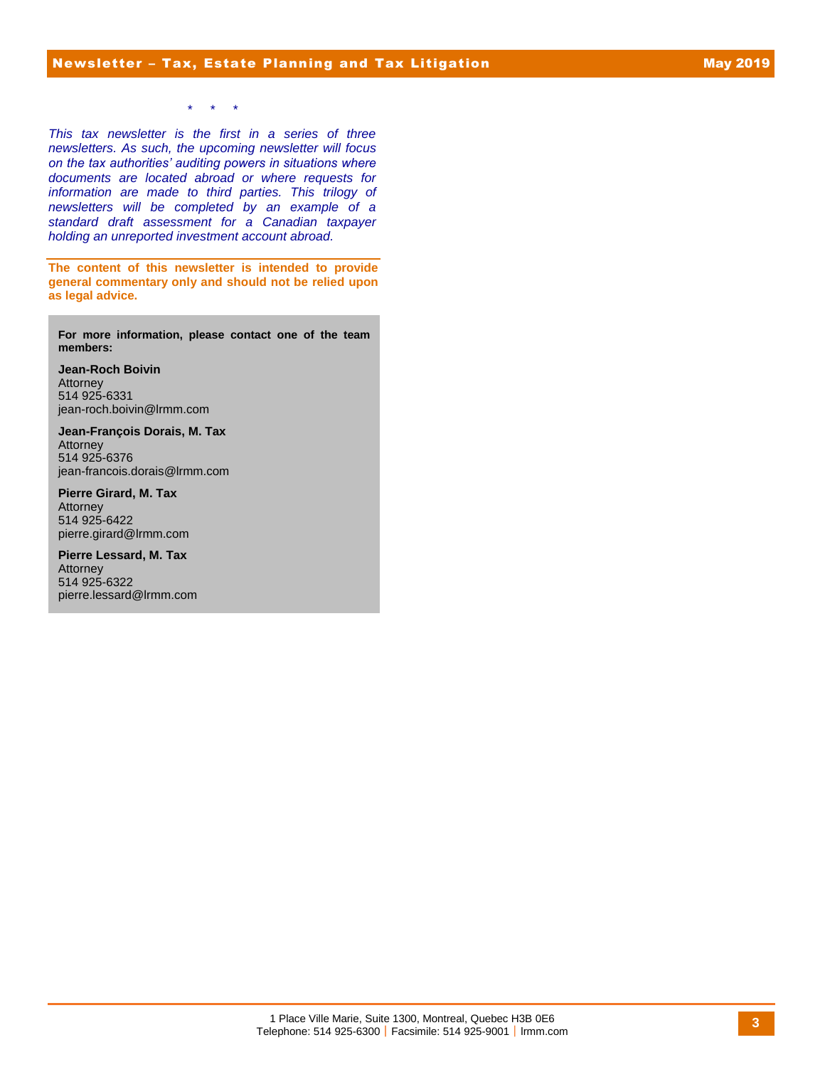\*   \*   \*

*This tax newsletter is the first in a series of three newsletters. As such, the upcoming newsletter will focus on the tax authorities' auditing powers in situations where documents are located abroad or where requests for information are made to third parties. This trilogy of newsletters will be completed by an example of a standard draft assessment for a Canadian taxpayer holding an unreported investment account abroad.*

**The content of this newsletter is intended to provide general commentary only and should not be relied upon as legal advice.**

**For more information, please contact one of the team members:**

**Jean-Roch Boivin**
Attorney
514 925-6331
jean-roch.boivin@lrmm.com

**Jean-François Dorais, M. Tax**
Attorney
514 925-6376
jean-francois.dorais@lrmm.com

**Pierre Girard, M. Tax**
Attorney
514 925-6422
pierre.girard@lrmm.com

**Pierre Lessard, M. Tax**
Attorney
514 925-6322
pierre.lessard@lrmm.com